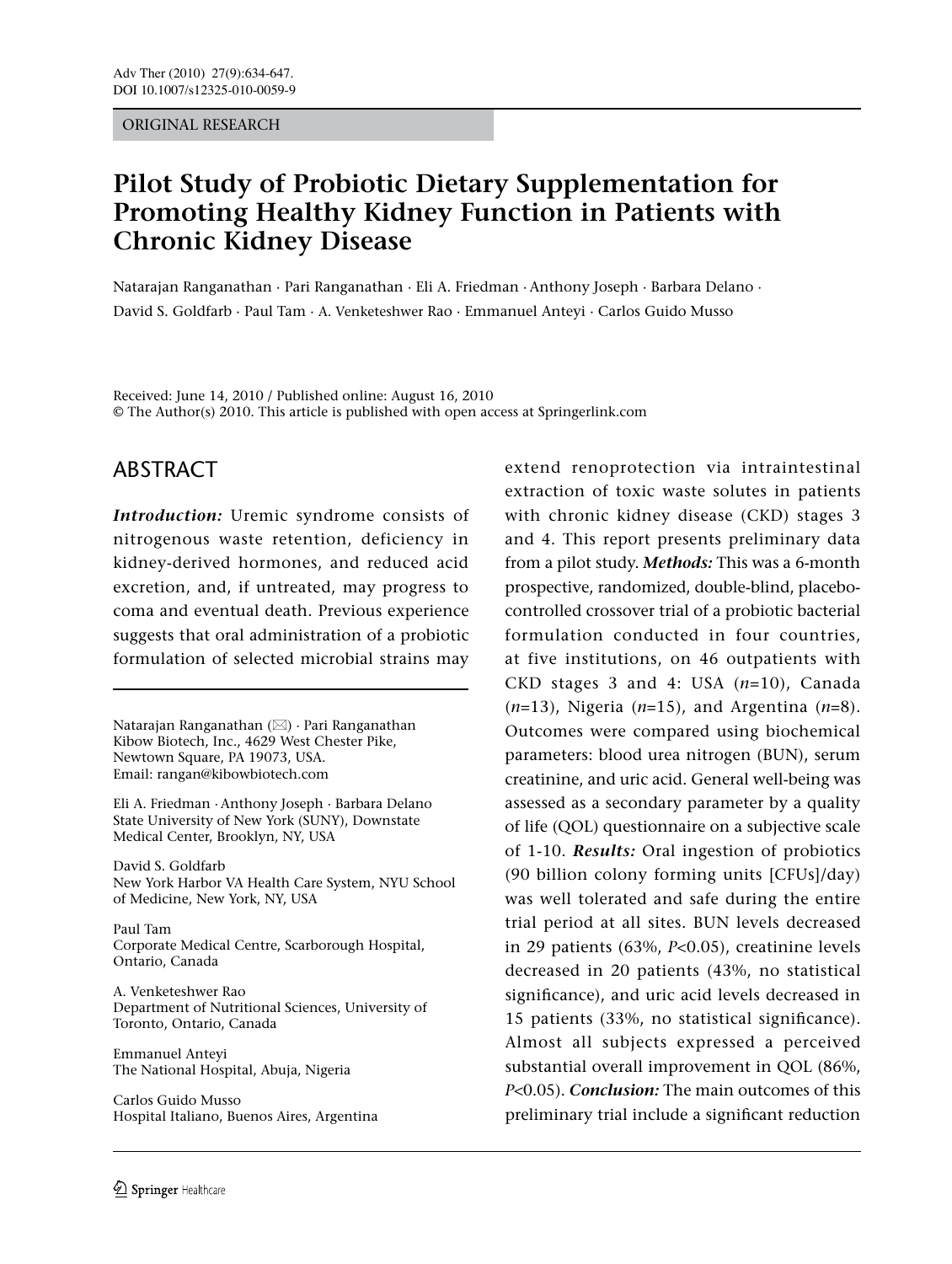ORIGINAL RESEARCH

# Pilot Study of Probiotic Dietary Supplementation for Promoting Healthy Kidney Function in Patients with Chronic Kidney Disease

Natarajan Ranganathan · Pari Ranganathan · Eli A. Friedman · Anthony Joseph · Barbara Delano · David S. Goldfarb · Paul Tam · A. Venketeshwer Rao · Emmanuel Anteyi · Carlos Guido Musso

Received: June 14, 2010 / Published online: August 16, 2010
© The Author(s) 2010. This article is published with open access at Springerlink.com

## ABSTRACT

***Introduction:*** Uremic syndrome consists of nitrogenous waste retention, deficiency in kidney-derived hormones, and reduced acid excretion, and, if untreated, may progress to coma and eventual death. Previous experience suggests that oral administration of a probiotic formulation of selected microbial strains may extend renoprotection via intraintestinal extraction of toxic waste solutes in patients with chronic kidney disease (CKD) stages 3 and 4. This report presents preliminary data from a pilot study. ***Methods:*** This was a 6-month prospective, randomized, double-blind, placebo-controlled crossover trial of a probiotic bacterial formulation conducted in four countries, at five institutions, on 46 outpatients with CKD stages 3 and 4: USA (*n*=10), Canada (*n*=13), Nigeria (*n*=15), and Argentina (*n*=8). Outcomes were compared using biochemical parameters: blood urea nitrogen (BUN), serum creatinine, and uric acid. General well-being was assessed as a secondary parameter by a quality of life (QOL) questionnaire on a subjective scale of 1-10. ***Results:*** Oral ingestion of probiotics (90 billion colony forming units [CFUs]/day) was well tolerated and safe during the entire trial period at all sites. BUN levels decreased in 29 patients (63%, $P<0.05$), creatinine levels decreased in 20 patients (43%, no statistical significance), and uric acid levels decreased in 15 patients (33%, no statistical significance). Almost all subjects expressed a perceived substantial overall improvement in QOL (86%, $P<0.05$). ***Conclusion:*** The main outcomes of this preliminary trial include a significant reduction

---

Natarajan Ranganathan (✉) · Pari Ranganathan
Kibow Biotech, Inc., 4629 West Chester Pike, Newtown Square, PA 19073, USA.
Email: rangan@kibowbiotech.com

Eli A. Friedman · Anthony Joseph · Barbara Delano
State University of New York (SUNY), Downstate Medical Center, Brooklyn, NY, USA

David S. Goldfarb
New York Harbor VA Health Care System, NYU School of Medicine, New York, NY, USA

Paul Tam
Corporate Medical Centre, Scarborough Hospital, Ontario, Canada

A. Venketeshwer Rao
Department of Nutritional Sciences, University of Toronto, Ontario, Canada

Emmanuel Anteyi
The National Hospital, Abuja, Nigeria

Carlos Guido Musso
Hospital Italiano, Buenos Aires, Argentina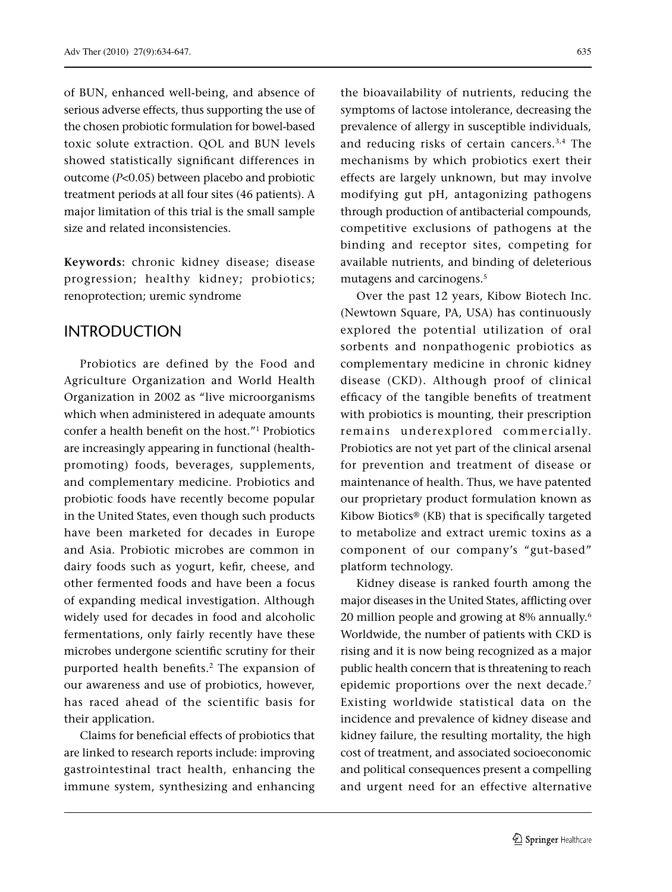of BUN, enhanced well-being, and absence of serious adverse effects, thus supporting the use of the chosen probiotic formulation for bowel-based toxic solute extraction. QOL and BUN levels showed statistically significant differences in outcome ($P<0.05$) between placebo and probiotic treatment periods at all four sites (46 patients). A major limitation of this trial is the small sample size and related inconsistencies.

**Keywords:** chronic kidney disease; disease progression; healthy kidney; probiotics; renoprotection; uremic syndrome

## INTRODUCTION

Probiotics are defined by the Food and Agriculture Organization and World Health Organization in 2002 as "live microorganisms which when administered in adequate amounts confer a health benefit on the host."[1] Probiotics are increasingly appearing in functional (health-promoting) foods, beverages, supplements, and complementary medicine. Probiotics and probiotic foods have recently become popular in the United States, even though such products have been marketed for decades in Europe and Asia. Probiotic microbes are common in dairy foods such as yogurt, kefir, cheese, and other fermented foods and have been a focus of expanding medical investigation. Although widely used for decades in food and alcoholic fermentations, only fairly recently have these microbes undergone scientific scrutiny for their purported health benefits.[2] The expansion of our awareness and use of probiotics, however, has raced ahead of the scientific basis for their application.

Claims for beneficial effects of probiotics that are linked to research reports include: improving gastrointestinal tract health, enhancing the immune system, synthesizing and enhancing the bioavailability of nutrients, reducing the symptoms of lactose intolerance, decreasing the prevalence of allergy in susceptible individuals, and reducing risks of certain cancers.[3,4] The mechanisms by which probiotics exert their effects are largely unknown, but may involve modifying gut pH, antagonizing pathogens through production of antibacterial compounds, competitive exclusions of pathogens at the binding and receptor sites, competing for available nutrients, and binding of deleterious mutagens and carcinogens.[5]

Over the past 12 years, Kibow Biotech Inc. (Newtown Square, PA, USA) has continuously explored the potential utilization of oral sorbents and nonpathogenic probiotics as complementary medicine in chronic kidney disease (CKD). Although proof of clinical efficacy of the tangible benefits of treatment with probiotics is mounting, their prescription remains underexplored commercially. Probiotics are not yet part of the clinical arsenal for prevention and treatment of disease or maintenance of health. Thus, we have patented our proprietary product formulation known as Kibow Biotics® (KB) that is specifically targeted to metabolize and extract uremic toxins as a component of our company's "gut-based" platform technology.

Kidney disease is ranked fourth among the major diseases in the United States, afflicting over 20 million people and growing at 8% annually.[6] Worldwide, the number of patients with CKD is rising and it is now being recognized as a major public health concern that is threatening to reach epidemic proportions over the next decade.[7] Existing worldwide statistical data on the incidence and prevalence of kidney disease and kidney failure, the resulting mortality, the high cost of treatment, and associated socioeconomic and political consequences present a compelling and urgent need for an effective alternative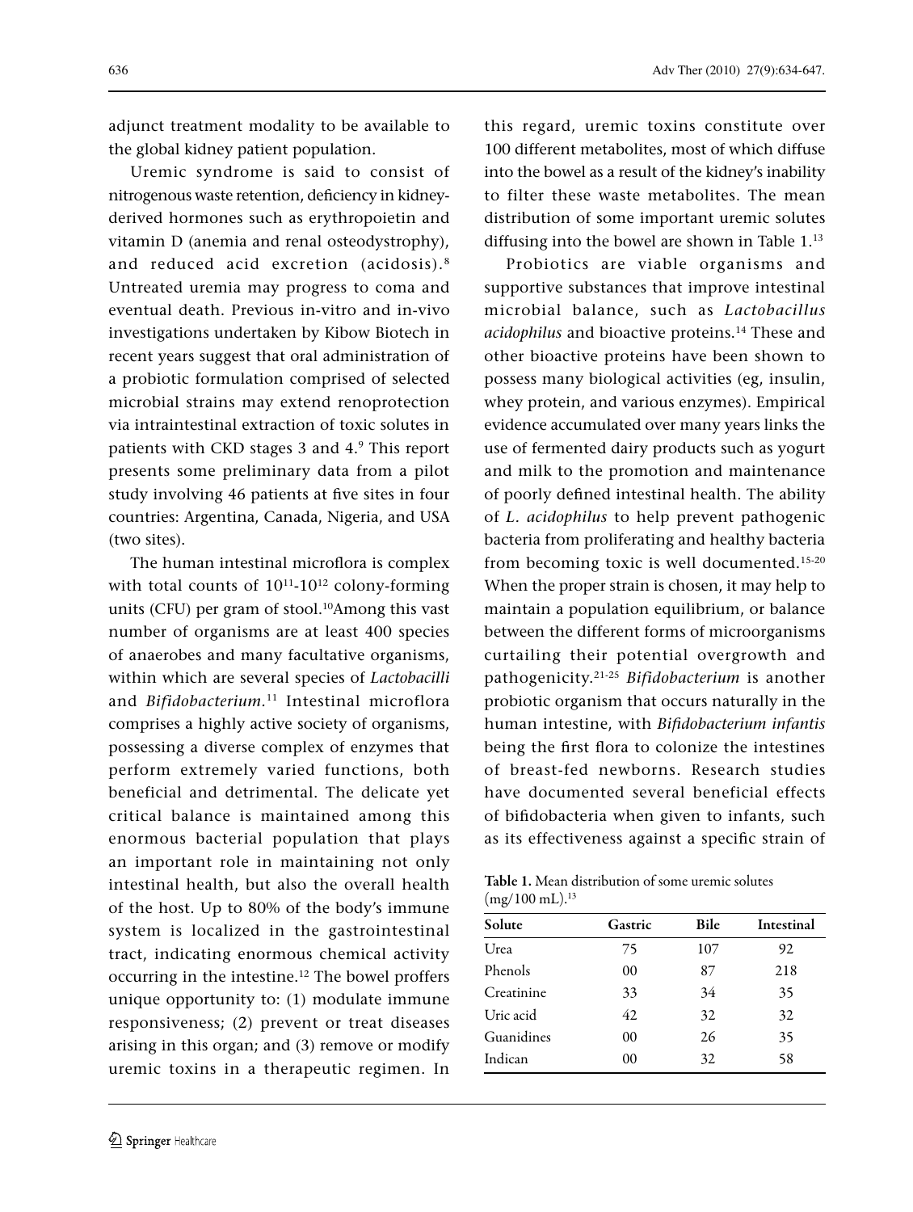adjunct treatment modality to be available to the global kidney patient population.

Uremic syndrome is said to consist of nitrogenous waste retention, deficiency in kidney-derived hormones such as erythropoietin and vitamin D (anemia and renal osteodystrophy), and reduced acid excretion (acidosis).[8] Untreated uremia may progress to coma and eventual death. Previous in-vitro and in-vivo investigations undertaken by Kibow Biotech in recent years suggest that oral administration of a probiotic formulation comprised of selected microbial strains may extend renoprotection via intraintestinal extraction of toxic solutes in patients with CKD stages 3 and 4.[9] This report presents some preliminary data from a pilot study involving 46 patients at five sites in four countries: Argentina, Canada, Nigeria, and USA (two sites).

The human intestinal microflora is complex with total counts of $10^{11}$-$10^{12}$ colony-forming units (CFU) per gram of stool.[10]Among this vast number of organisms are at least 400 species of anaerobes and many facultative organisms, within which are several species of *Lactobacilli* and *Bifidobacterium*.[11] Intestinal microflora comprises a highly active society of organisms, possessing a diverse complex of enzymes that perform extremely varied functions, both beneficial and detrimental. The delicate yet critical balance is maintained among this enormous bacterial population that plays an important role in maintaining not only intestinal health, but also the overall health of the host. Up to 80% of the body's immune system is localized in the gastrointestinal tract, indicating enormous chemical activity occurring in the intestine.[12] The bowel proffers unique opportunity to: (1) modulate immune responsiveness; (2) prevent or treat diseases arising in this organ; and (3) remove or modify uremic toxins in a therapeutic regimen. In this regard, uremic toxins constitute over 100 different metabolites, most of which diffuse into the bowel as a result of the kidney's inability to filter these waste metabolites. The mean distribution of some important uremic solutes diffusing into the bowel are shown in Table 1.[13]

Probiotics are viable organisms and supportive substances that improve intestinal microbial balance, such as *Lactobacillus acidophilus* and bioactive proteins.[14] These and other bioactive proteins have been shown to possess many biological activities (eg, insulin, whey protein, and various enzymes). Empirical evidence accumulated over many years links the use of fermented dairy products such as yogurt and milk to the promotion and maintenance of poorly defined intestinal health. The ability of *L. acidophilus* to help prevent pathogenic bacteria from proliferating and healthy bacteria from becoming toxic is well documented.[15-20] When the proper strain is chosen, it may help to maintain a population equilibrium, or balance between the different forms of microorganisms curtailing their potential overgrowth and pathogenicity.[21-25] *Bifidobacterium* is another probiotic organism that occurs naturally in the human intestine, with *Bifidobacterium infantis* being the first flora to colonize the intestines of breast-fed newborns. Research studies have documented several beneficial effects of bifidobacteria when given to infants, such as its effectiveness against a specific strain of

**Table 1.** Mean distribution of some uremic solutes (mg/100 mL).[13]

| Solute | Gastric | Bile | Intestinal |
|---|---|---|---|
| Urea | 75 | 107 | 92 |
| Phenols | 00 | 87 | 218 |
| Creatinine | 33 | 34 | 35 |
| Uric acid | 42 | 32 | 32 |
| Guanidines | 00 | 26 | 35 |
| Indican | 00 | 32 | 58 |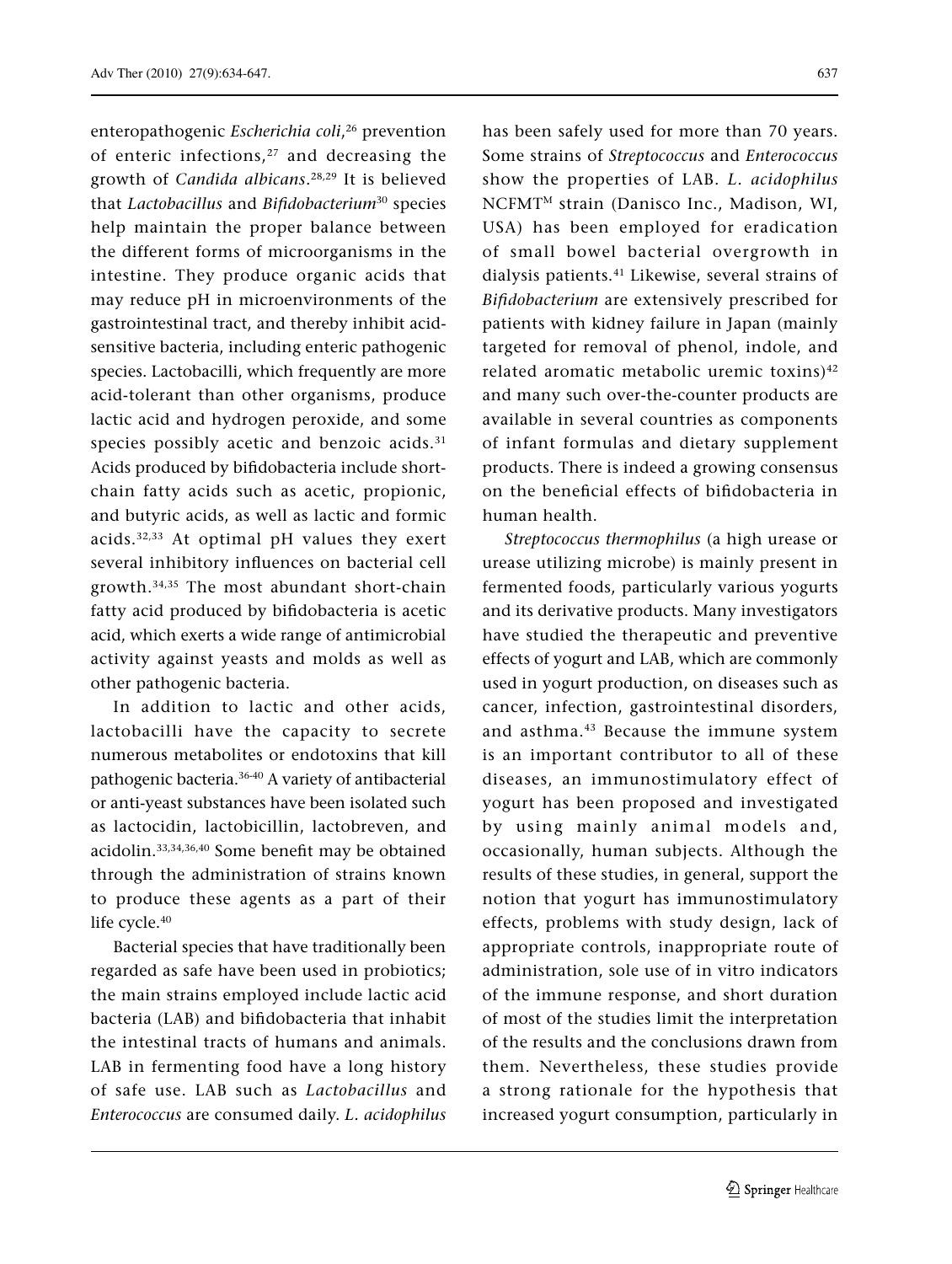enteropathogenic *Escherichia coli*,[26] prevention of enteric infections,[27] and decreasing the growth of *Candida albicans*.[28,29] It is believed that *Lactobacillus* and *Bifidobacterium*[30] species help maintain the proper balance between the different forms of microorganisms in the intestine. They produce organic acids that may reduce pH in microenvironments of the gastrointestinal tract, and thereby inhibit acid-sensitive bacteria, including enteric pathogenic species. Lactobacilli, which frequently are more acid-tolerant than other organisms, produce lactic acid and hydrogen peroxide, and some species possibly acetic and benzoic acids.[31] Acids produced by bifidobacteria include short-chain fatty acids such as acetic, propionic, and butyric acids, as well as lactic and formic acids.[32,33] At optimal pH values they exert several inhibitory influences on bacterial cell growth.[34,35] The most abundant short-chain fatty acid produced by bifidobacteria is acetic acid, which exerts a wide range of antimicrobial activity against yeasts and molds as well as other pathogenic bacteria.

In addition to lactic and other acids, lactobacilli have the capacity to secrete numerous metabolites or endotoxins that kill pathogenic bacteria.[36-40] A variety of antibacterial or anti-yeast substances have been isolated such as lactocidin, lactobicillin, lactobreven, and acidolin.[33,34,36,40] Some benefit may be obtained through the administration of strains known to produce these agents as a part of their life cycle.[40]

Bacterial species that have traditionally been regarded as safe have been used in probiotics; the main strains employed include lactic acid bacteria (LAB) and bifidobacteria that inhabit the intestinal tracts of humans and animals. LAB in fermenting food have a long history of safe use. LAB such as *Lactobacillus* and *Enterococcus* are consumed daily. *L. acidophilus* has been safely used for more than 70 years. Some strains of *Streptococcus* and *Enterococcus* show the properties of LAB. *L. acidophilus* NCFMTM strain (Danisco Inc., Madison, WI, USA) has been employed for eradication of small bowel bacterial overgrowth in dialysis patients.[41] Likewise, several strains of *Bifidobacterium* are extensively prescribed for patients with kidney failure in Japan (mainly targeted for removal of phenol, indole, and related aromatic metabolic uremic toxins)[42] and many such over-the-counter products are available in several countries as components of infant formulas and dietary supplement products. There is indeed a growing consensus on the beneficial effects of bifidobacteria in human health.

*Streptococcus thermophilus* (a high urease or urease utilizing microbe) is mainly present in fermented foods, particularly various yogurts and its derivative products. Many investigators have studied the therapeutic and preventive effects of yogurt and LAB, which are commonly used in yogurt production, on diseases such as cancer, infection, gastrointestinal disorders, and asthma.[43] Because the immune system is an important contributor to all of these diseases, an immunostimulatory effect of yogurt has been proposed and investigated by using mainly animal models and, occasionally, human subjects. Although the results of these studies, in general, support the notion that yogurt has immunostimulatory effects, problems with study design, lack of appropriate controls, inappropriate route of administration, sole use of in vitro indicators of the immune response, and short duration of most of the studies limit the interpretation of the results and the conclusions drawn from them. Nevertheless, these studies provide a strong rationale for the hypothesis that increased yogurt consumption, particularly in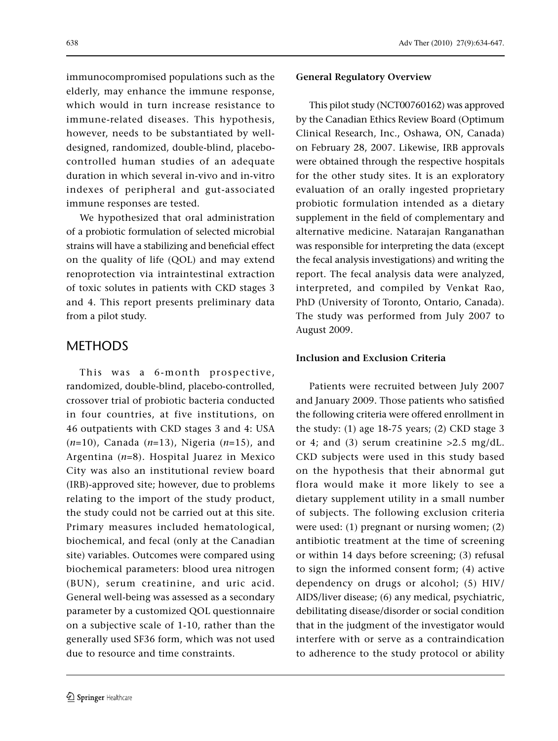immunocompromised populations such as the elderly, may enhance the immune response, which would in turn increase resistance to immune-related diseases. This hypothesis, however, needs to be substantiated by well-designed, randomized, double-blind, placebo-controlled human studies of an adequate duration in which several in-vivo and in-vitro indexes of peripheral and gut-associated immune responses are tested.

We hypothesized that oral administration of a probiotic formulation of selected microbial strains will have a stabilizing and beneficial effect on the quality of life (QOL) and may extend renoprotection via intraintestinal extraction of toxic solutes in patients with CKD stages 3 and 4. This report presents preliminary data from a pilot study.

## METHODS

This was a 6-month prospective, randomized, double-blind, placebo-controlled, crossover trial of probiotic bacteria conducted in four countries, at five institutions, on 46 outpatients with CKD stages 3 and 4: USA (*n*=10), Canada (*n*=13), Nigeria (*n*=15), and Argentina (*n*=8). Hospital Juarez in Mexico City was also an institutional review board (IRB)-approved site; however, due to problems relating to the import of the study product, the study could not be carried out at this site. Primary measures included hematological, biochemical, and fecal (only at the Canadian site) variables. Outcomes were compared using biochemical parameters: blood urea nitrogen (BUN), serum creatinine, and uric acid. General well-being was assessed as a secondary parameter by a customized QOL questionnaire on a subjective scale of 1-10, rather than the generally used SF36 form, which was not used due to resource and time constraints.

### General Regulatory Overview

This pilot study (NCT00760162) was approved by the Canadian Ethics Review Board (Optimum Clinical Research, Inc., Oshawa, ON, Canada) on February 28, 2007. Likewise, IRB approvals were obtained through the respective hospitals for the other study sites. It is an exploratory evaluation of an orally ingested proprietary probiotic formulation intended as a dietary supplement in the field of complementary and alternative medicine. Natarajan Ranganathan was responsible for interpreting the data (except the fecal analysis investigations) and writing the report. The fecal analysis data were analyzed, interpreted, and compiled by Venkat Rao, PhD (University of Toronto, Ontario, Canada). The study was performed from July 2007 to August 2009.

### Inclusion and Exclusion Criteria

Patients were recruited between July 2007 and January 2009. Those patients who satisfied the following criteria were offered enrollment in the study: (1) age 18-75 years; (2) CKD stage 3 or 4; and (3) serum creatinine >2.5 mg/dL. CKD subjects were used in this study based on the hypothesis that their abnormal gut flora would make it more likely to see a dietary supplement utility in a small number of subjects. The following exclusion criteria were used: (1) pregnant or nursing women; (2) antibiotic treatment at the time of screening or within 14 days before screening; (3) refusal to sign the informed consent form; (4) active dependency on drugs or alcohol; (5) HIV/AIDS/liver disease; (6) any medical, psychiatric, debilitating disease/disorder or social condition that in the judgment of the investigator would interfere with or serve as a contraindication to adherence to the study protocol or ability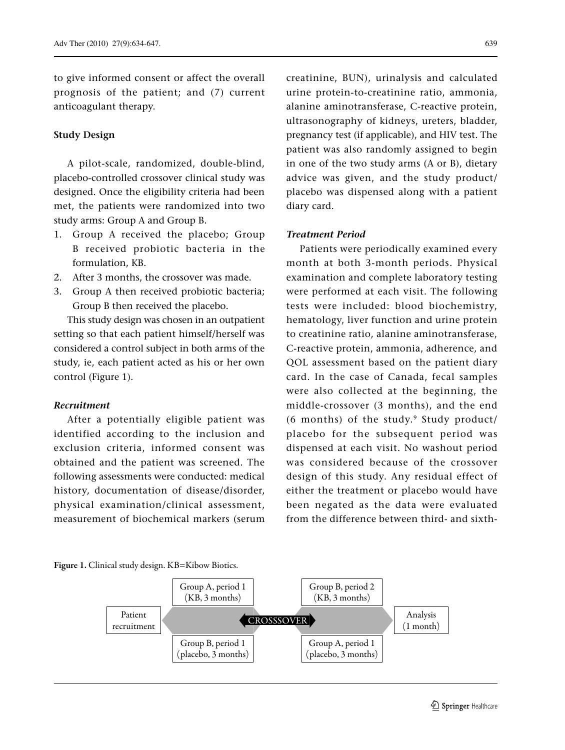to give informed consent or affect the overall prognosis of the patient; and (7) current anticoagulant therapy.

### Study Design

A pilot-scale, randomized, double-blind, placebo-controlled crossover clinical study was designed. Once the eligibility criteria had been met, the patients were randomized into two study arms: Group A and Group B.

1. Group A received the placebo; Group B received probiotic bacteria in the formulation, KB.
2. After 3 months, the crossover was made.
3. Group A then received probiotic bacteria; Group B then received the placebo.

This study design was chosen in an outpatient setting so that each patient himself/herself was considered a control subject in both arms of the study, ie, each patient acted as his or her own control (Figure 1).

#### *Recruitment*

After a potentially eligible patient was identified according to the inclusion and exclusion criteria, informed consent was obtained and the patient was screened. The following assessments were conducted: medical history, documentation of disease/disorder, physical examination/clinical assessment, measurement of biochemical markers (serum creatinine, BUN), urinalysis and calculated urine protein-to-creatinine ratio, ammonia, alanine aminotransferase, C-reactive protein, ultrasonography of kidneys, ureters, bladder, pregnancy test (if applicable), and HIV test. The patient was also randomly assigned to begin in one of the two study arms (A or B), dietary advice was given, and the study product/placebo was dispensed along with a patient diary card.

#### *Treatment Period*

Patients were periodically examined every month at both 3-month periods. Physical examination and complete laboratory testing were performed at each visit. The following tests were included: blood biochemistry, hematology, liver function and urine protein to creatinine ratio, alanine aminotransferase, C-reactive protein, ammonia, adherence, and QOL assessment based on the patient diary card. In the case of Canada, fecal samples were also collected at the beginning, the middle-crossover (3 months), and the end (6 months) of the study.[9] Study product/placebo for the subsequent period was dispensed at each visit. No washout period was considered because of the crossover design of this study. Any residual effect of either the treatment or placebo would have been negated as the data were evaluated from the difference between third- and sixth-

**Figure 1.** Clinical study design. KB=Kibow Biotics.

Patient recruitment → Group A, period 1 (KB, 3 months) / Group B, period 1 (placebo, 3 months) → CROSSSOVER → Group B, period 2 (KB, 3 months) / Group A, period 1 (placebo, 3 months) → Analysis (1 month)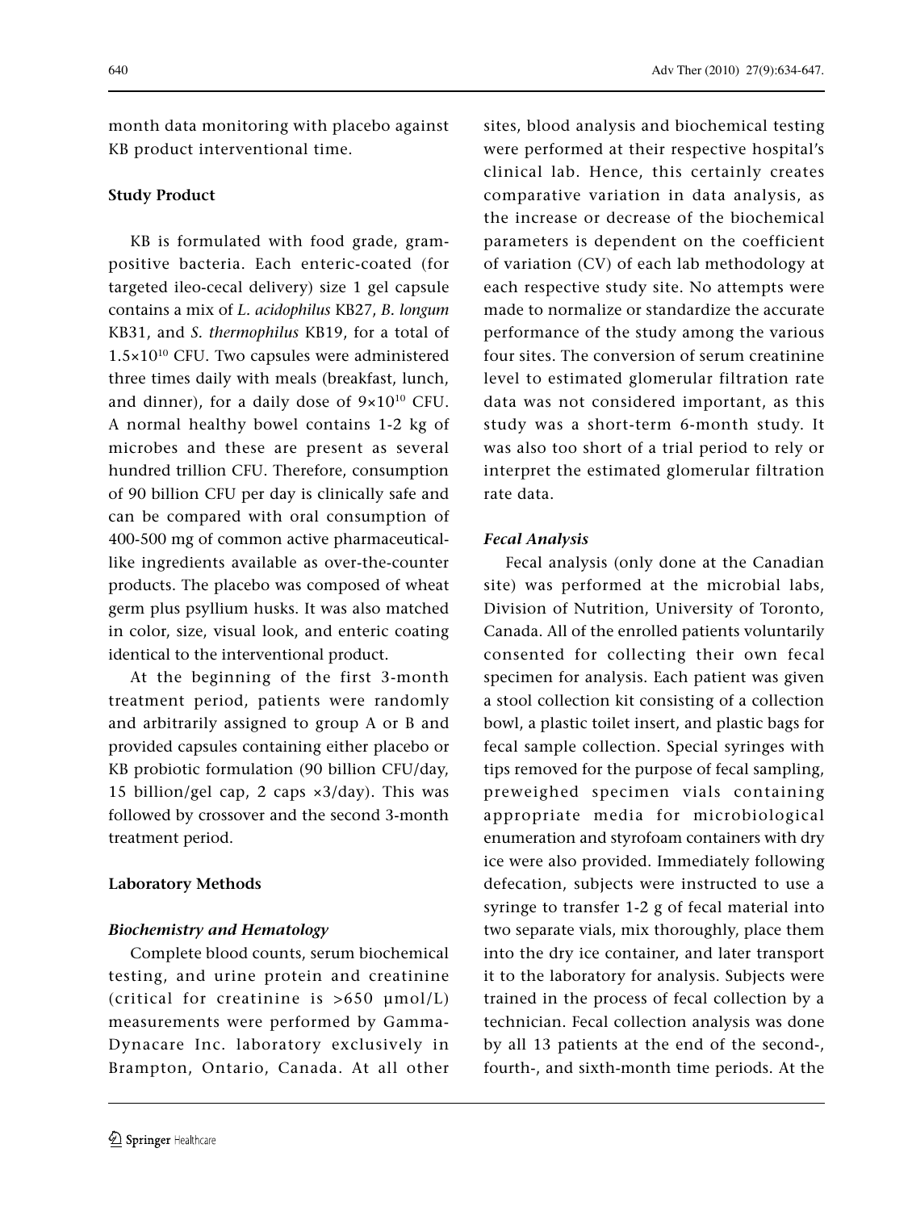month data monitoring with placebo against KB product interventional time.

### Study Product

KB is formulated with food grade, gram-positive bacteria. Each enteric-coated (for targeted ileo-cecal delivery) size 1 gel capsule contains a mix of *L. acidophilus* KB27, *B. longum* KB31, and *S. thermophilus* KB19, for a total of $1.5 \times 10^{10}$ CFU. Two capsules were administered three times daily with meals (breakfast, lunch, and dinner), for a daily dose of $9 \times 10^{10}$ CFU. A normal healthy bowel contains 1-2 kg of microbes and these are present as several hundred trillion CFU. Therefore, consumption of 90 billion CFU per day is clinically safe and can be compared with oral consumption of 400-500 mg of common active pharmaceutical-like ingredients available as over-the-counter products. The placebo was composed of wheat germ plus psyllium husks. It was also matched in color, size, visual look, and enteric coating identical to the interventional product.

At the beginning of the first 3-month treatment period, patients were randomly and arbitrarily assigned to group A or B and provided capsules containing either placebo or KB probiotic formulation (90 billion CFU/day, 15 billion/gel cap, 2 caps ×3/day). This was followed by crossover and the second 3-month treatment period.

### Laboratory Methods

#### *Biochemistry and Hematology*

Complete blood counts, serum biochemical testing, and urine protein and creatinine (critical for creatinine is >650 μmol/L) measurements were performed by Gamma-Dynacare Inc. laboratory exclusively in Brampton, Ontario, Canada. At all other sites, blood analysis and biochemical testing were performed at their respective hospital's clinical lab. Hence, this certainly creates comparative variation in data analysis, as the increase or decrease of the biochemical parameters is dependent on the coefficient of variation (CV) of each lab methodology at each respective study site. No attempts were made to normalize or standardize the accurate performance of the study among the various four sites. The conversion of serum creatinine level to estimated glomerular filtration rate data was not considered important, as this study was a short-term 6-month study. It was also too short of a trial period to rely or interpret the estimated glomerular filtration rate data.

#### *Fecal Analysis*

Fecal analysis (only done at the Canadian site) was performed at the microbial labs, Division of Nutrition, University of Toronto, Canada. All of the enrolled patients voluntarily consented for collecting their own fecal specimen for analysis. Each patient was given a stool collection kit consisting of a collection bowl, a plastic toilet insert, and plastic bags for fecal sample collection. Special syringes with tips removed for the purpose of fecal sampling, preweighed specimen vials containing appropriate media for microbiological enumeration and styrofoam containers with dry ice were also provided. Immediately following defecation, subjects were instructed to use a syringe to transfer 1-2 g of fecal material into two separate vials, mix thoroughly, place them into the dry ice container, and later transport it to the laboratory for analysis. Subjects were trained in the process of fecal collection by a technician. Fecal collection analysis was done by all 13 patients at the end of the second-, fourth-, and sixth-month time periods. At the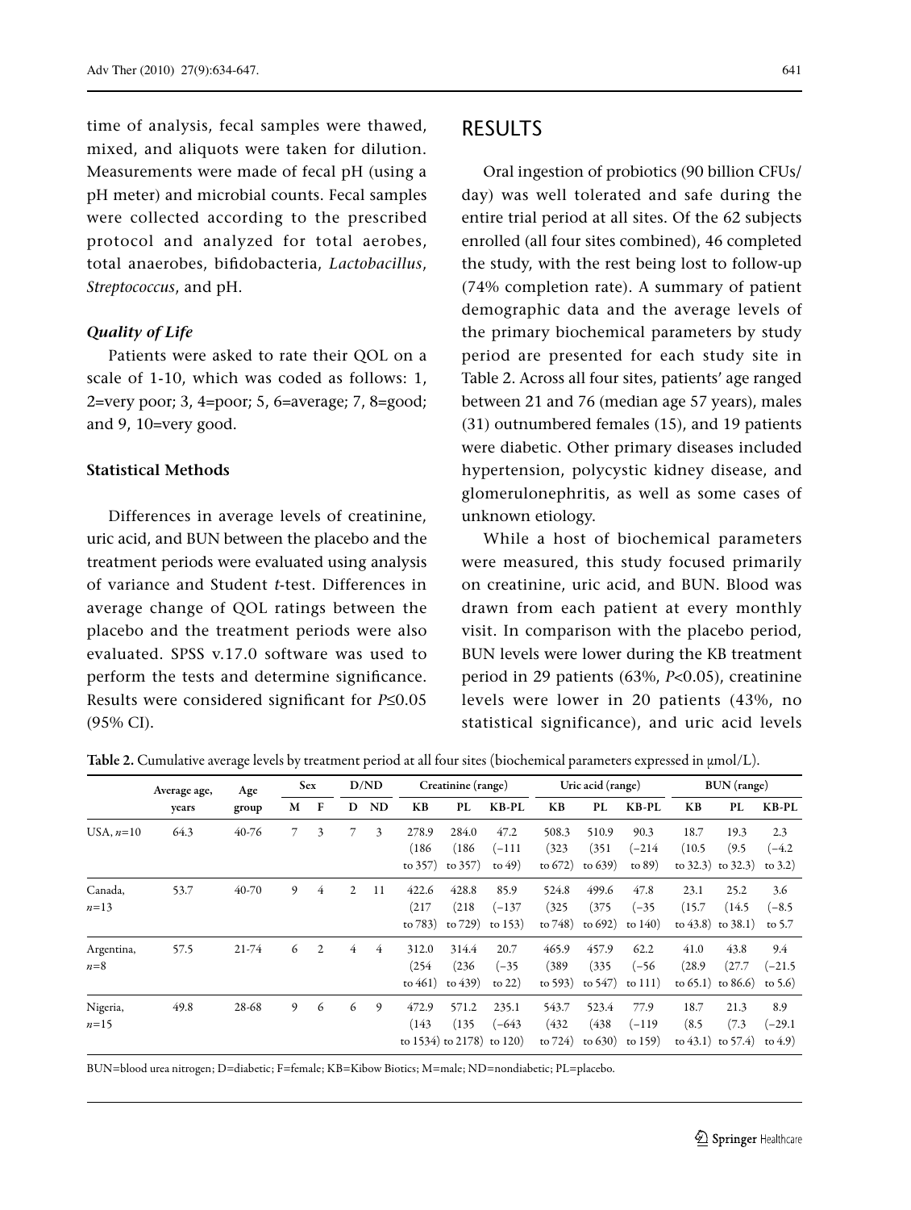time of analysis, fecal samples were thawed, mixed, and aliquots were taken for dilution. Measurements were made of fecal pH (using a pH meter) and microbial counts. Fecal samples were collected according to the prescribed protocol and analyzed for total aerobes, total anaerobes, bifidobacteria, *Lactobacillus*, *Streptococcus*, and pH.

### *Quality of Life*

Patients were asked to rate their QOL on a scale of 1-10, which was coded as follows: 1, 2=very poor; 3, 4=poor; 5, 6=average; 7, 8=good; and 9, 10=very good.

### Statistical Methods

Differences in average levels of creatinine, uric acid, and BUN between the placebo and the treatment periods were evaluated using analysis of variance and Student *t*-test. Differences in average change of QOL ratings between the placebo and the treatment periods were also evaluated. SPSS v.17.0 software was used to perform the tests and determine significance. Results were considered significant for $P \leq 0.05$ (95% CI).

## RESULTS

Oral ingestion of probiotics (90 billion CFUs/day) was well tolerated and safe during the entire trial period at all sites. Of the 62 subjects enrolled (all four sites combined), 46 completed the study, with the rest being lost to follow-up (74% completion rate). A summary of patient demographic data and the average levels of the primary biochemical parameters by study period are presented for each study site in Table 2. Across all four sites, patients' age ranged between 21 and 76 (median age 57 years), males (31) outnumbered females (15), and 19 patients were diabetic. Other primary diseases included hypertension, polycystic kidney disease, and glomerulonephritis, as well as some cases of unknown etiology.

While a host of biochemical parameters were measured, this study focused primarily on creatinine, uric acid, and BUN. Blood was drawn from each patient at every monthly visit. In comparison with the placebo period, BUN levels were lower during the KB treatment period in 29 patients (63%, $P<0.05$), creatinine levels were lower in 20 patients (43%, no statistical significance), and uric acid levels

**Table 2.** Cumulative average levels by treatment period at all four sites (biochemical parameters expressed in μmol/L).

| | Average age, years | Age group | Sex | | D/ND | | Creatinine (range) | | | Uric acid (range) | | | BUN (range) | | |
|---|---|---|---|---|---|---|---|---|---|---|---|---|---|---|---|
| | | | M | F | D | ND | KB | PL | KB-PL | KB | PL | KB-PL | KB | PL | KB-PL |
| USA, $n$=10 | 64.3 | 40-76 | 7 | 3 | 7 | 3 | 278.9 (186 to 357) | 284.0 (186 to 357) | 47.2 (−111 to 49) | 508.3 (323 to 672) | 510.9 (351 to 639) | 90.3 (−214 to 89) | 18.7 (10.5 to 32.3) | 19.3 (9.5 to 32.3) | 2.3 (−4.2 to 3.2) |
| Canada, $n$=13 | 53.7 | 40-70 | 9 | 4 | 2 | 11 | 422.6 (217 to 783) | 428.8 (218 to 729) | 85.9 (−137 to 153) | 524.8 (325 to 748) | 499.6 (375 to 692) | 47.8 (−35 to 140) | 23.1 (15.7 to 43.8) | 25.2 (14.5 to 38.1) | 3.6 (−8.5 to 5.7 |
| Argentina, $n$=8 | 57.5 | 21-74 | 6 | 2 | 4 | 4 | 312.0 (254 to 461) | 314.4 (236 to 439) | 20.7 (−35 to 22) | 465.9 (389 to 593) | 457.9 (335 to 547) | 62.2 (−56 to 111) | 41.0 (28.9 to 65.1) | 43.8 (27.7 to 86.6) | 9.4 (−21.5 to 5.6) |
| Nigeria, $n$=15 | 49.8 | 28-68 | 9 | 6 | 6 | 9 | 472.9 (143 to 1534) | 571.2 (135 to 2178) | 235.1 (−643 to 120) | 543.7 (432 to 724) | 523.4 (438 to 630) | 77.9 (−119 to 159) | 18.7 (8.5 to 43.1) | 21.3 (7.3 to 57.4) | 8.9 (−29.1 to 4.9) |

BUN=blood urea nitrogen; D=diabetic; F=female; KB=Kibow Biotics; M=male; ND=nondiabetic; PL=placebo.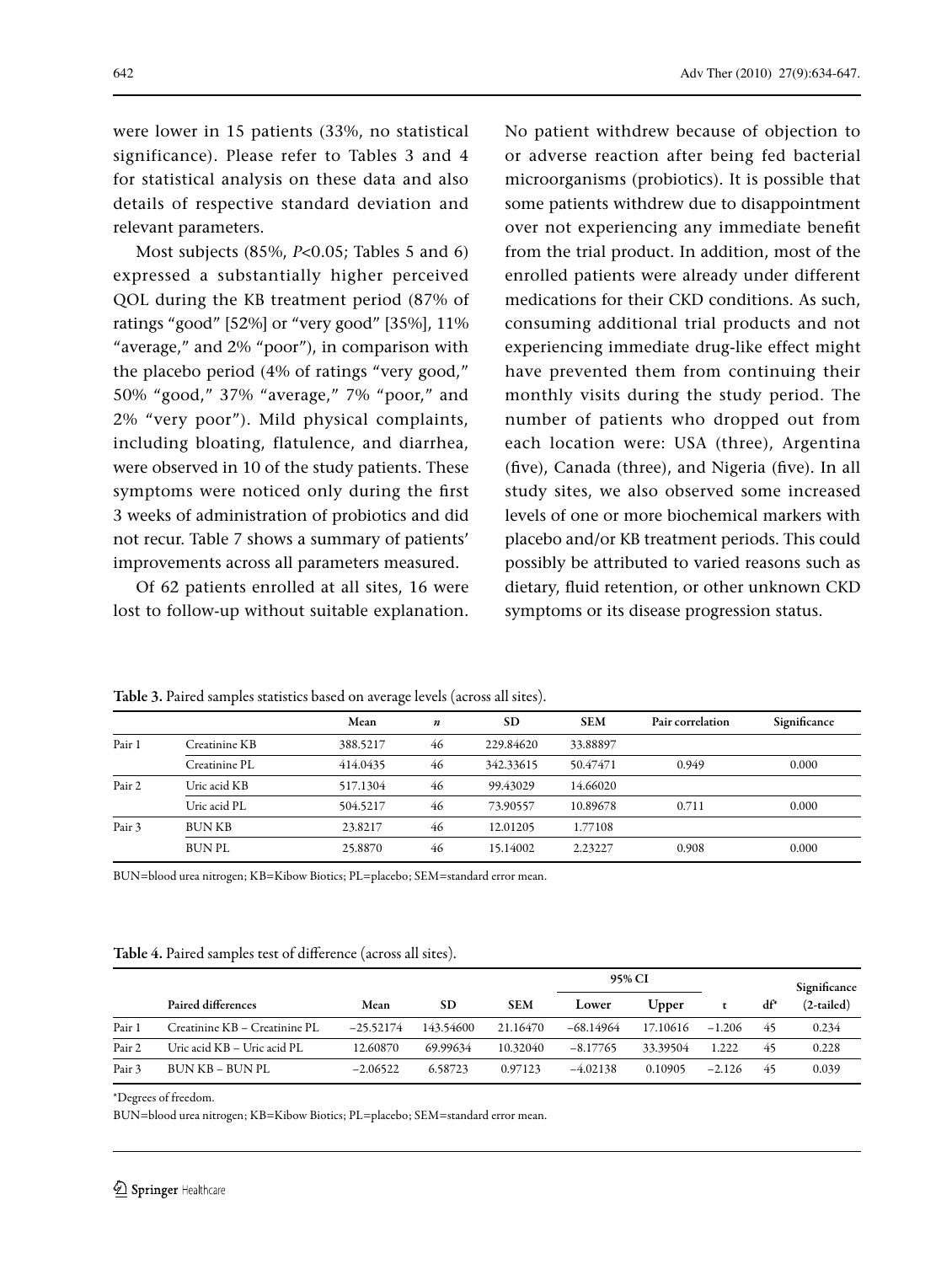were lower in 15 patients (33%, no statistical significance). Please refer to Tables 3 and 4 for statistical analysis on these data and also details of respective standard deviation and relevant parameters.

Most subjects (85%, $P<0.05$; Tables 5 and 6) expressed a substantially higher perceived QOL during the KB treatment period (87% of ratings "good" [52%] or "very good" [35%], 11% "average," and 2% "poor"), in comparison with the placebo period (4% of ratings "very good," 50% "good," 37% "average," 7% "poor," and 2% "very poor"). Mild physical complaints, including bloating, flatulence, and diarrhea, were observed in 10 of the study patients. These symptoms were noticed only during the first 3 weeks of administration of probiotics and did not recur. Table 7 shows a summary of patients' improvements across all parameters measured.

Of 62 patients enrolled at all sites, 16 were lost to follow-up without suitable explanation. No patient withdrew because of objection to or adverse reaction after being fed bacterial microorganisms (probiotics). It is possible that some patients withdrew due to disappointment over not experiencing any immediate benefit from the trial product. In addition, most of the enrolled patients were already under different medications for their CKD conditions. As such, consuming additional trial products and not experiencing immediate drug-like effect might have prevented them from continuing their monthly visits during the study period. The number of patients who dropped out from each location were: USA (three), Argentina (five), Canada (three), and Nigeria (five). In all study sites, we also observed some increased levels of one or more biochemical markers with placebo and/or KB treatment periods. This could possibly be attributed to varied reasons such as dietary, fluid retention, or other unknown CKD symptoms or its disease progression status.

**Table 3.** Paired samples statistics based on average levels (across all sites).

| | | Mean | *n* | SD | SEM | Pair correlation | Significance |
|---|---|---|---|---|---|---|---|
| Pair 1 | Creatinine KB | 388.5217 | 46 | 229.84620 | 33.88897 | | |
| | Creatinine PL | 414.0435 | 46 | 342.33615 | 50.47471 | 0.949 | 0.000 |
| Pair 2 | Uric acid KB | 517.1304 | 46 | 99.43029 | 14.66020 | | |
| | Uric acid PL | 504.5217 | 46 | 73.90557 | 10.89678 | 0.711 | 0.000 |
| Pair 3 | BUN KB | 23.8217 | 46 | 12.01205 | 1.77108 | | |
| | BUN PL | 25.8870 | 46 | 15.14002 | 2.23227 | 0.908 | 0.000 |

BUN=blood urea nitrogen; KB=Kibow Biotics; PL=placebo; SEM=standard error mean.

**Table 4.** Paired samples test of difference (across all sites).

| | Paired differences | Mean | SD | SEM | 95% CI Lower | 95% CI Upper | t | df* | Significance (2-tailed) |
|---|---|---|---|---|---|---|---|---|---|
| Pair 1 | Creatinine KB – Creatinine PL | −25.52174 | 143.54600 | 21.16470 | −68.14964 | 17.10616 | −1.206 | 45 | 0.234 |
| Pair 2 | Uric acid KB – Uric acid PL | 12.60870 | 69.99634 | 10.32040 | −8.17765 | 33.39504 | 1.222 | 45 | 0.228 |
| Pair 3 | BUN KB – BUN PL | −2.06522 | 6.58723 | 0.97123 | −4.02138 | 0.10905 | −2.126 | 45 | 0.039 |

*Degrees of freedom.

BUN=blood urea nitrogen; KB=Kibow Biotics; PL=placebo; SEM=standard error mean.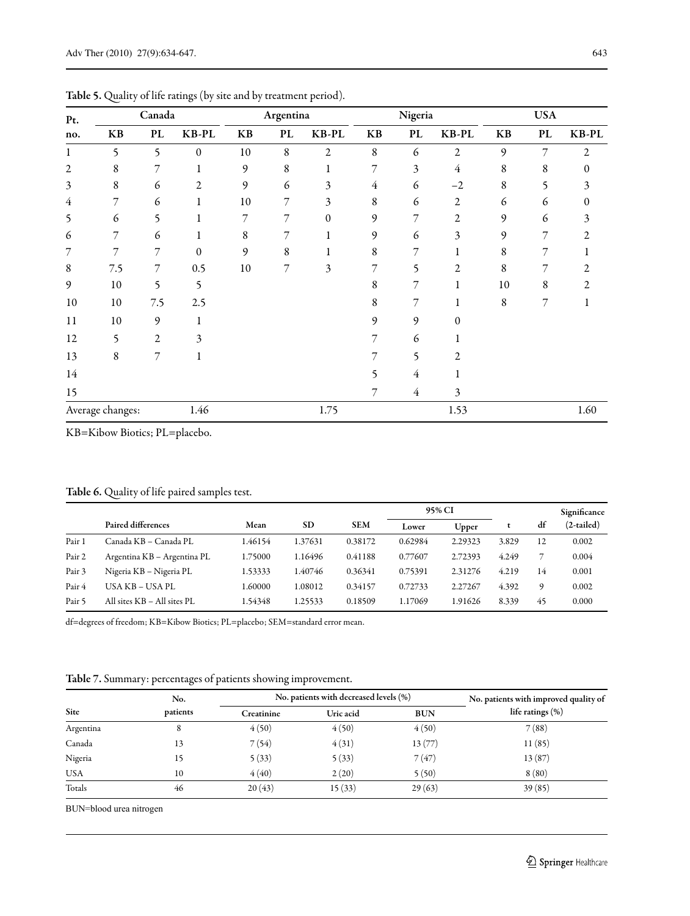**Table 5.** Quality of life ratings (by site and by treatment period).

| Pt. no. | Canada | | | Argentina | | | Nigeria | | | USA | | |
|---|---|---|---|---|---|---|---|---|---|---|---|---|
| | KB | PL | KB-PL | KB | PL | KB-PL | KB | PL | KB-PL | KB | PL | KB-PL |
| 1 | 5 | 5 | 0 | 10 | 8 | 2 | 8 | 6 | 2 | 9 | 7 | 2 |
| 2 | 8 | 7 | 1 | 9 | 8 | 1 | 7 | 3 | 4 | 8 | 8 | 0 |
| 3 | 8 | 6 | 2 | 9 | 6 | 3 | 4 | 6 | −2 | 8 | 5 | 3 |
| 4 | 7 | 6 | 1 | 10 | 7 | 3 | 8 | 6 | 2 | 6 | 6 | 0 |
| 5 | 6 | 5 | 1 | 7 | 7 | 0 | 9 | 7 | 2 | 9 | 6 | 3 |
| 6 | 7 | 6 | 1 | 8 | 7 | 1 | 9 | 6 | 3 | 9 | 7 | 2 |
| 7 | 7 | 7 | 0 | 9 | 8 | 1 | 8 | 7 | 1 | 8 | 7 | 1 |
| 8 | 7.5 | 7 | 0.5 | 10 | 7 | 3 | 7 | 5 | 2 | 8 | 7 | 2 |
| 9 | 10 | 5 | 5 | | | | 8 | 7 | 1 | 10 | 8 | 2 |
| 10 | 10 | 7.5 | 2.5 | | | | 8 | 7 | 1 | 8 | 7 | 1 |
| 11 | 10 | 9 | 1 | | | | 9 | 9 | 0 | | | |
| 12 | 5 | 2 | 3 | | | | 7 | 6 | 1 | | | |
| 13 | 8 | 7 | 1 | | | | 7 | 5 | 2 | | | |
| 14 | | | | | | | 5 | 4 | 1 | | | |
| 15 | | | | | | | 7 | 4 | 3 | | | |
| Average changes: | | | 1.46 | | | 1.75 | | | 1.53 | | | 1.60 |

KB=Kibow Biotics; PL=placebo.

**Table 6.** Quality of life paired samples test.

| | Paired differences | Mean | SD | SEM | 95% CI Lower | 95% CI Upper | t | df | Significance (2-tailed) |
|---|---|---|---|---|---|---|---|---|---|
| Pair 1 | Canada KB – Canada PL | 1.46154 | 1.37631 | 0.38172 | 0.62984 | 2.29323 | 3.829 | 12 | 0.002 |
| Pair 2 | Argentina KB – Argentina PL | 1.75000 | 1.16496 | 0.41188 | 0.77607 | 2.72393 | 4.249 | 7 | 0.004 |
| Pair 3 | Nigeria KB – Nigeria PL | 1.53333 | 1.40746 | 0.36341 | 0.75391 | 2.31276 | 4.219 | 14 | 0.001 |
| Pair 4 | USA KB – USA PL | 1.60000 | 1.08012 | 0.34157 | 0.72733 | 2.27267 | 4.392 | 9 | 0.002 |
| Pair 5 | All sites KB – All sites PL | 1.54348 | 1.25533 | 0.18509 | 1.17069 | 1.91626 | 8.339 | 45 | 0.000 |

df=degrees of freedom; KB=Kibow Biotics; PL=placebo; SEM=standard error mean.

**Table 7.** Summary: percentages of patients showing improvement.

| Site | No. patients | No. patients with decreased levels (%) | | | No. patients with improved quality of life ratings (%) |
|---|---|---|---|---|---|
| | | Creatinine | Uric acid | BUN | |
| Argentina | 8 | 4 (50) | 4 (50) | 4 (50) | 7 (88) |
| Canada | 13 | 7 (54) | 4 (31) | 13 (77) | 11 (85) |
| Nigeria | 15 | 5 (33) | 5 (33) | 7 (47) | 13 (87) |
| USA | 10 | 4 (40) | 2 (20) | 5 (50) | 8 (80) |
| Totals | 46 | 20 (43) | 15 (33) | 29 (63) | 39 (85) |

BUN=blood urea nitrogen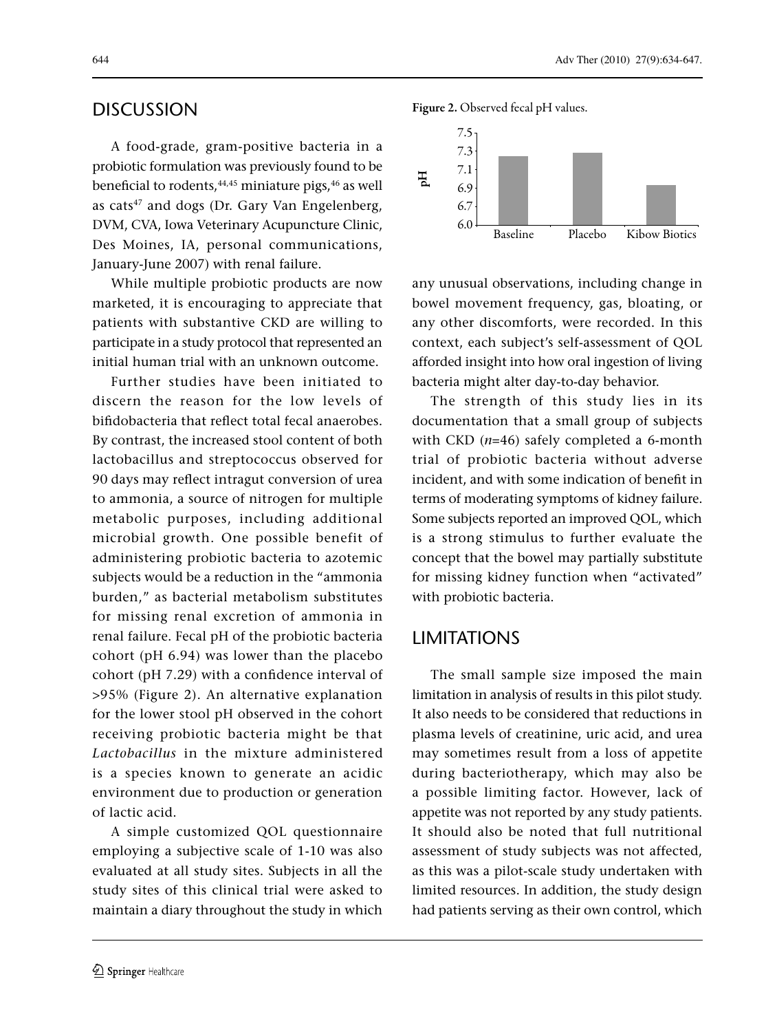## DISCUSSION

A food-grade, gram-positive bacteria in a probiotic formulation was previously found to be beneficial to rodents,[44,45] miniature pigs,[46] as well as cats[47] and dogs (Dr. Gary Van Engelenberg, DVM, CVA, Iowa Veterinary Acupuncture Clinic, Des Moines, IA, personal communications, January-June 2007) with renal failure.

While multiple probiotic products are now marketed, it is encouraging to appreciate that patients with substantive CKD are willing to participate in a study protocol that represented an initial human trial with an unknown outcome.

Further studies have been initiated to discern the reason for the low levels of bifidobacteria that reflect total fecal anaerobes. By contrast, the increased stool content of both lactobacillus and streptococcus observed for 90 days may reflect intragut conversion of urea to ammonia, a source of nitrogen for multiple metabolic purposes, including additional microbial growth. One possible benefit of administering probiotic bacteria to azotemic subjects would be a reduction in the "ammonia burden," as bacterial metabolism substitutes for missing renal excretion of ammonia in renal failure. Fecal pH of the probiotic bacteria cohort (pH 6.94) was lower than the placebo cohort (pH 7.29) with a confidence interval of >95% (Figure 2). An alternative explanation for the lower stool pH observed in the cohort receiving probiotic bacteria might be that *Lactobacillus* in the mixture administered is a species known to generate an acidic environment due to production or generation of lactic acid.

A simple customized QOL questionnaire employing a subjective scale of 1-10 was also evaluated at all study sites. Subjects in all the study sites of this clinical trial were asked to maintain a diary throughout the study in which any unusual observations, including change in bowel movement frequency, gas, bloating, or any other discomforts, were recorded. In this context, each subject's self-assessment of QOL afforded insight into how oral ingestion of living bacteria might alter day-to-day behavior.

**Figure 2.** Observed fecal pH values.

The strength of this study lies in its documentation that a small group of subjects with CKD (*n*=46) safely completed a 6-month trial of probiotic bacteria without adverse incident, and with some indication of benefit in terms of moderating symptoms of kidney failure. Some subjects reported an improved QOL, which is a strong stimulus to further evaluate the concept that the bowel may partially substitute for missing kidney function when "activated" with probiotic bacteria.

## LIMITATIONS

The small sample size imposed the main limitation in analysis of results in this pilot study. It also needs to be considered that reductions in plasma levels of creatinine, uric acid, and urea may sometimes result from a loss of appetite during bacteriotherapy, which may also be a possible limiting factor. However, lack of appetite was not reported by any study patients. It should also be noted that full nutritional assessment of study subjects was not affected, as this was a pilot-scale study undertaken with limited resources. In addition, the study design had patients serving as their own control, which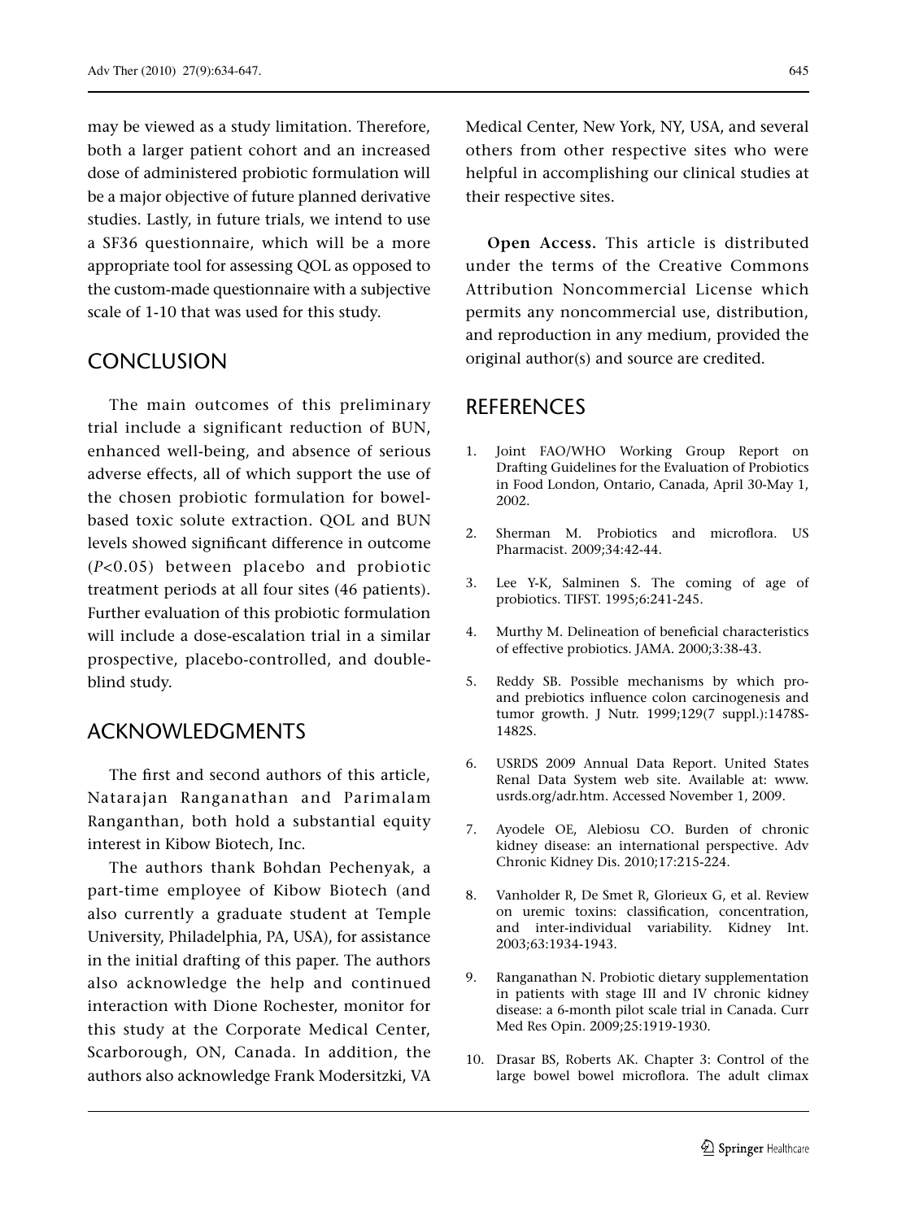may be viewed as a study limitation. Therefore, both a larger patient cohort and an increased dose of administered probiotic formulation will be a major objective of future planned derivative studies. Lastly, in future trials, we intend to use a SF36 questionnaire, which will be a more appropriate tool for assessing QOL as opposed to the custom-made questionnaire with a subjective scale of 1-10 that was used for this study.

## CONCLUSION

The main outcomes of this preliminary trial include a significant reduction of BUN, enhanced well-being, and absence of serious adverse effects, all of which support the use of the chosen probiotic formulation for bowel-based toxic solute extraction. QOL and BUN levels showed significant difference in outcome ($P<0.05$) between placebo and probiotic treatment periods at all four sites (46 patients). Further evaluation of this probiotic formulation will include a dose-escalation trial in a similar prospective, placebo-controlled, and double-blind study.

## ACKNOWLEDGMENTS

The first and second authors of this article, Natarajan Ranganathan and Parimalam Ranganthan, both hold a substantial equity interest in Kibow Biotech, Inc.

The authors thank Bohdan Pechenyak, a part-time employee of Kibow Biotech (and also currently a graduate student at Temple University, Philadelphia, PA, USA), for assistance in the initial drafting of this paper. The authors also acknowledge the help and continued interaction with Dione Rochester, monitor for this study at the Corporate Medical Center, Scarborough, ON, Canada. In addition, the authors also acknowledge Frank Modersitzki, VA Medical Center, New York, NY, USA, and several others from other respective sites who were helpful in accomplishing our clinical studies at their respective sites.

**Open Access.** This article is distributed under the terms of the Creative Commons Attribution Noncommercial License which permits any noncommercial use, distribution, and reproduction in any medium, provided the original author(s) and source are credited.

## REFERENCES

1. Joint FAO/WHO Working Group Report on Drafting Guidelines for the Evaluation of Probiotics in Food London, Ontario, Canada, April 30-May 1, 2002.
2. Sherman M. Probiotics and microflora. US Pharmacist. 2009;34:42-44.
3. Lee Y-K, Salminen S. The coming of age of probiotics. TIFST. 1995;6:241-245.
4. Murthy M. Delineation of beneficial characteristics of effective probiotics. JAMA. 2000;3:38-43.
5. Reddy SB. Possible mechanisms by which pro- and prebiotics influence colon carcinogenesis and tumor growth. J Nutr. 1999;129(7 suppl.):1478S-1482S.
6. USRDS 2009 Annual Data Report. United States Renal Data System web site. Available at: www.usrds.org/adr.htm. Accessed November 1, 2009.
7. Ayodele OE, Alebiosu CO. Burden of chronic kidney disease: an international perspective. Adv Chronic Kidney Dis. 2010;17:215-224.
8. Vanholder R, De Smet R, Glorieux G, et al. Review on uremic toxins: classification, concentration, and inter-individual variability. Kidney Int. 2003;63:1934-1943.
9. Ranganathan N. Probiotic dietary supplementation in patients with stage III and IV chronic kidney disease: a 6-month pilot scale trial in Canada. Curr Med Res Opin. 2009;25:1919-1930.
10. Drasar BS, Roberts AK. Chapter 3: Control of the large bowel bowel microflora. The adult climax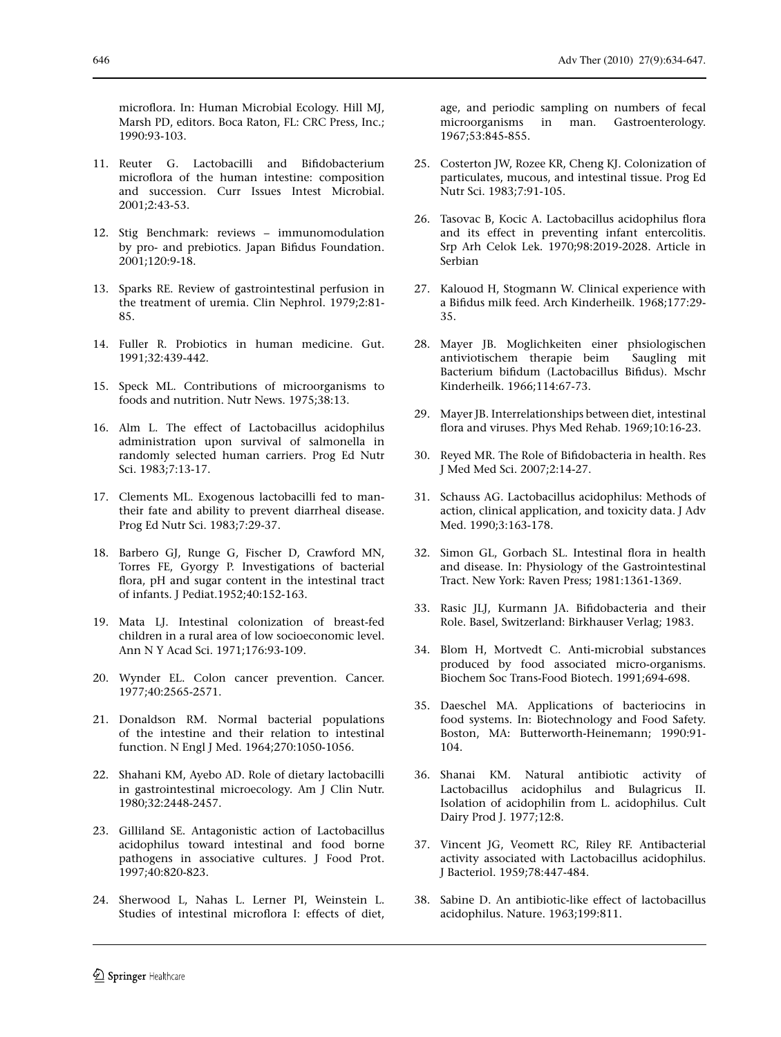microflora. In: Human Microbial Ecology. Hill MJ, Marsh PD, editors. Boca Raton, FL: CRC Press, Inc.; 1990:93-103.

11. Reuter G. Lactobacilli and Bifidobacterium microflora of the human intestine: composition and succession. Curr Issues Intest Microbial. 2001;2:43-53.

12. Stig Benchmark: reviews – immunomodulation by pro- and prebiotics. Japan Bifidus Foundation. 2001;120:9-18.

13. Sparks RE. Review of gastrointestinal perfusion in the treatment of uremia. Clin Nephrol. 1979;2:81-85.

14. Fuller R. Probiotics in human medicine. Gut. 1991;32:439-442.

15. Speck ML. Contributions of microorganisms to foods and nutrition. Nutr News. 1975;38:13.

16. Alm L. The effect of Lactobacillus acidophilus administration upon survival of salmonella in randomly selected human carriers. Prog Ed Nutr Sci. 1983;7:13-17.

17. Clements ML. Exogenous lactobacilli fed to man-their fate and ability to prevent diarrheal disease. Prog Ed Nutr Sci. 1983;7:29-37.

18. Barbero GJ, Runge G, Fischer D, Crawford MN, Torres FE, Gyorgy P. Investigations of bacterial flora, pH and sugar content in the intestinal tract of infants. J Pediat.1952;40:152-163.

19. Mata LJ. Intestinal colonization of breast-fed children in a rural area of low socioeconomic level. Ann N Y Acad Sci. 1971;176:93-109.

20. Wynder EL. Colon cancer prevention. Cancer. 1977;40:2565-2571.

21. Donaldson RM. Normal bacterial populations of the intestine and their relation to intestinal function. N Engl J Med. 1964;270:1050-1056.

22. Shahani KM, Ayebo AD. Role of dietary lactobacilli in gastrointestinal microecology. Am J Clin Nutr. 1980;32:2448-2457.

23. Gilliland SE. Antagonistic action of Lactobacillus acidophilus toward intestinal and food borne pathogens in associative cultures. J Food Prot. 1997;40:820-823.

24. Sherwood L, Nahas L. Lerner PI, Weinstein L. Studies of intestinal microflora I: effects of diet, age, and periodic sampling on numbers of fecal microorganisms in man. Gastroenterology. 1967;53:845-855.

25. Costerton JW, Rozee KR, Cheng KJ. Colonization of particulates, mucous, and intestinal tissue. Prog Ed Nutr Sci. 1983;7:91-105.

26. Tasovac B, Kocic A. Lactobacillus acidophilus flora and its effect in preventing infant entercolitis. Srp Arh Celok Lek. 1970;98:2019-2028. Article in Serbian

27. Kalouod H, Stogmann W. Clinical experience with a Bifidus milk feed. Arch Kinderheilk. 1968;177:29-35.

28. Mayer JB. Moglichkeiten einer phsiologischen antiviotischem therapie beim Saugling mit Bacterium bifidum (Lactobacillus Bifidus). Mschr Kinderheilk. 1966;114:67-73.

29. Mayer JB. Interrelationships between diet, intestinal flora and viruses. Phys Med Rehab. 1969;10:16-23.

30. Reyed MR. The Role of Bifidobacteria in health. Res J Med Med Sci. 2007;2:14-27.

31. Schauss AG. Lactobacillus acidophilus: Methods of action, clinical application, and toxicity data. J Adv Med. 1990;3:163-178.

32. Simon GL, Gorbach SL. Intestinal flora in health and disease. In: Physiology of the Gastrointestinal Tract. New York: Raven Press; 1981:1361-1369.

33. Rasic JLJ, Kurmann JA. Bifidobacteria and their Role. Basel, Switzerland: Birkhauser Verlag; 1983.

34. Blom H, Mortvedt C. Anti-microbial substances produced by food associated micro-organisms. Biochem Soc Trans-Food Biotech. 1991;694-698.

35. Daeschel MA. Applications of bacteriocins in food systems. In: Biotechnology and Food Safety. Boston, MA: Butterworth-Heinemann; 1990:91-104.

36. Shanai KM. Natural antibiotic activity of Lactobacillus acidophilus and Bulagricus II. Isolation of acidophilin from L. acidophilus. Cult Dairy Prod J. 1977;12:8.

37. Vincent JG, Veomett RC, Riley RF. Antibacterial activity associated with Lactobacillus acidophilus. J Bacteriol. 1959;78:447-484.

38. Sabine D. An antibiotic-like effect of lactobacillus acidophilus. Nature. 1963;199:811.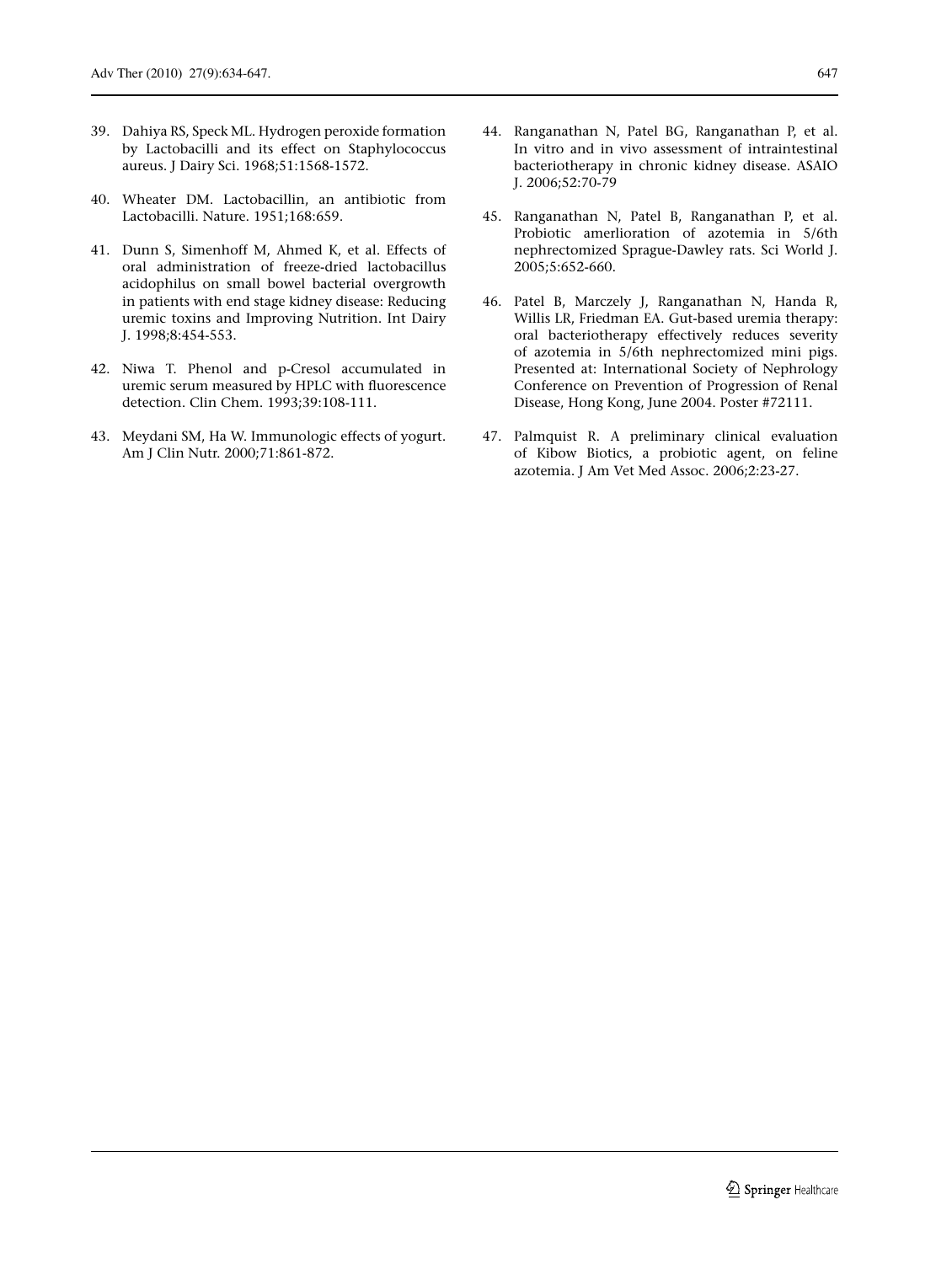39. Dahiya RS, Speck ML. Hydrogen peroxide formation by Lactobacilli and its effect on Staphylococcus aureus. J Dairy Sci. 1968;51:1568-1572.

40. Wheater DM. Lactobacillin, an antibiotic from Lactobacilli. Nature. 1951;168:659.

41. Dunn S, Simenhoff M, Ahmed K, et al. Effects of oral administration of freeze-dried lactobacillus acidophilus on small bowel bacterial overgrowth in patients with end stage kidney disease: Reducing uremic toxins and Improving Nutrition. Int Dairy J. 1998;8:454-553.

42. Niwa T. Phenol and p-Cresol accumulated in uremic serum measured by HPLC with fluorescence detection. Clin Chem. 1993;39:108-111.

43. Meydani SM, Ha W. Immunologic effects of yogurt. Am J Clin Nutr. 2000;71:861-872.

44. Ranganathan N, Patel BG, Ranganathan P, et al. In vitro and in vivo assessment of intraintestinal bacteriotherapy in chronic kidney disease. ASAIO J. 2006;52:70-79

45. Ranganathan N, Patel B, Ranganathan P, et al. Probiotic amerlioration of azotemia in 5/6th nephrectomized Sprague-Dawley rats. Sci World J. 2005;5:652-660.

46. Patel B, Marczely J, Ranganathan N, Handa R, Willis LR, Friedman EA. Gut-based uremia therapy: oral bacteriotherapy effectively reduces severity of azotemia in 5/6th nephrectomized mini pigs. Presented at: International Society of Nephrology Conference on Prevention of Progression of Renal Disease, Hong Kong, June 2004. Poster #72111.

47. Palmquist R. A preliminary clinical evaluation of Kibow Biotics, a probiotic agent, on feline azotemia. J Am Vet Med Assoc. 2006;2:23-27.